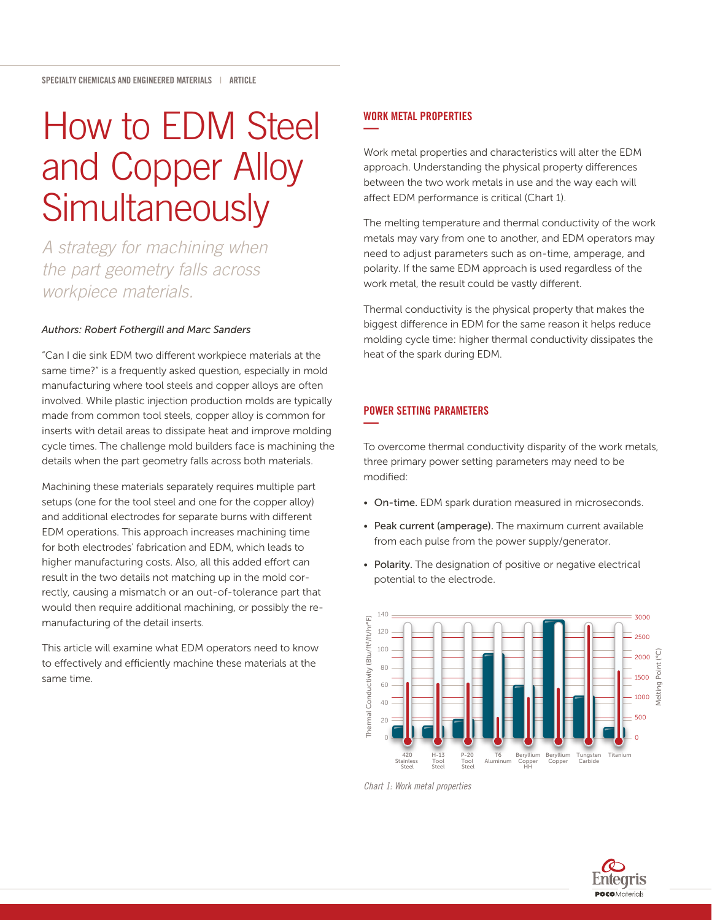SPECIALTY CHEMICALS AND ENGINEERED MATERIALS | ARTICLE

# How to EDM Steel and Copper Alloy Simultaneously

*A strategy for machining when the part geometry falls across workpiece materials.*

*Authors: Robert Fothergill and Marc Sanders*

"Can I die sink EDM two different workpiece materials at the same time?" is a frequently asked question, especially in mold manufacturing where tool steels and copper alloys are often involved. While plastic injection production molds are typically made from common tool steels, copper alloy is common for inserts with detail areas to dissipate heat and improve molding cycle times. The challenge mold builders face is machining the details when the part geometry falls across both materials.

Machining these materials separately requires multiple part setups (one for the tool steel and one for the copper alloy) and additional electrodes for separate burns with different EDM operations. This approach increases machining time for both electrodes' fabrication and EDM, which leads to higher manufacturing costs. Also, all this added effort can result in the two details not matching up in the mold correctly, causing a mismatch or an out-of-tolerance part that would then require additional machining, or possibly the remanufacturing of the detail inserts.

This article will examine what EDM operators need to know to effectively and efficiently machine these materials at the same time.

## WORK METAL PROPERTIES

Work metal properties and characteristics will alter the EDM approach. Understanding the physical property differences between the two work metals in use and the way each will affect EDM performance is critical (Chart 1).

The melting temperature and thermal conductivity of the work metals may vary from one to another, and EDM operators may need to adjust parameters such as on-time, amperage, and polarity. If the same EDM approach is used regardless of the work metal, the result could be vastly different.

Thermal conductivity is the physical property that makes the biggest difference in EDM for the same reason it helps reduce molding cycle time: higher thermal conductivity dissipates the heat of the spark during EDM.

## POWER SETTING PARAMETERS

To overcome thermal conductivity disparity of the work metals, three primary power setting parameters may need to be modified:

- **On-time.** EDM spark duration measured in microseconds.
- **Peak current (amperage).** The maximum current available from each pulse from the power supply/generator.
- **Polarity.** The designation of positive or negative electrical potential to the electrode.

*Chart 1: Work metal properties*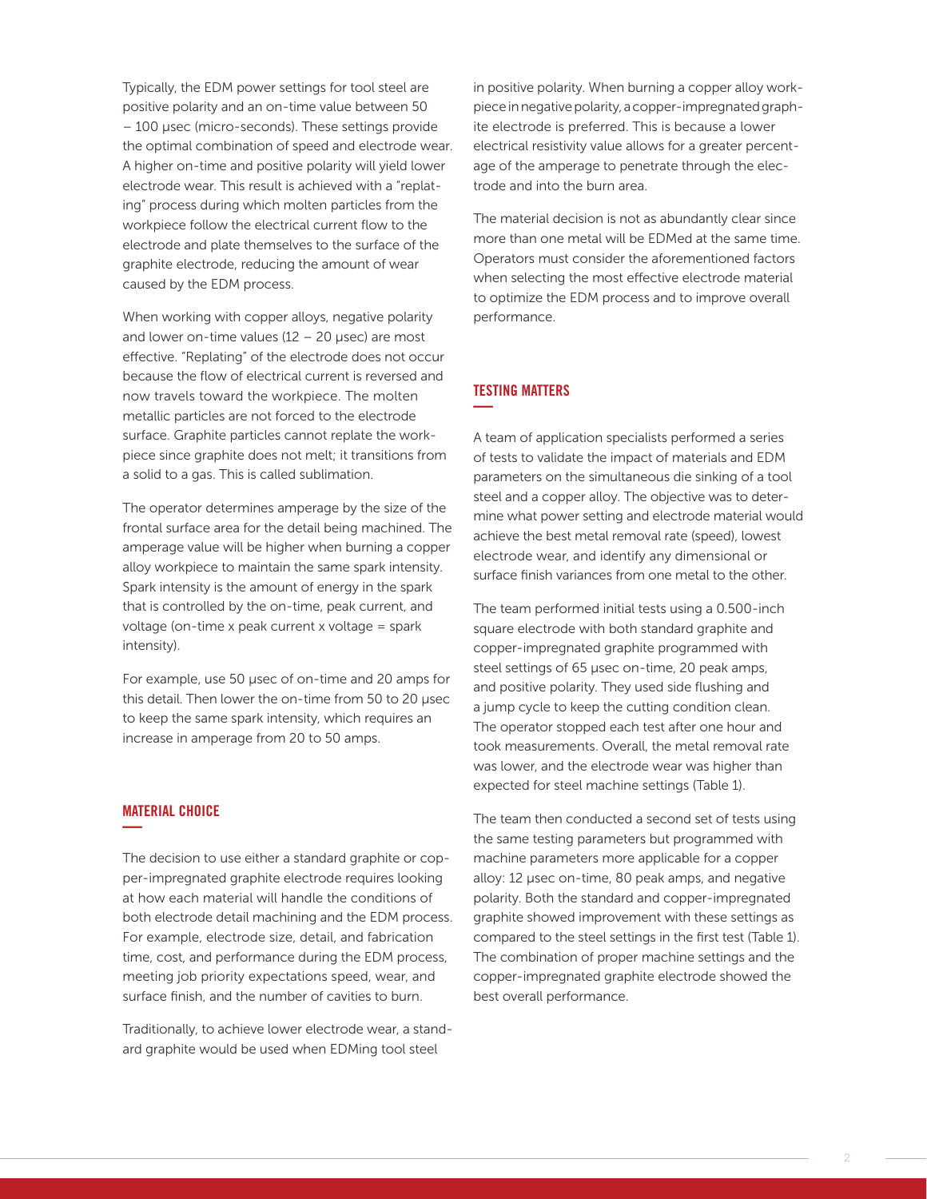Typically, the EDM power settings for tool steel are positive polarity and an on-time value between 50 – 100 µsec (micro-seconds). These settings provide the optimal combination of speed and electrode wear. A higher on-time and positive polarity will yield lower electrode wear. This result is achieved with a "replating" process during which molten particles from the workpiece follow the electrical current flow to the electrode and plate themselves to the surface of the graphite electrode, reducing the amount of wear caused by the EDM process.

When working with copper alloys, negative polarity and lower on-time values (12 – 20 µsec) are most effective. "Replating" of the electrode does not occur because the flow of electrical current is reversed and now travels toward the workpiece. The molten metallic particles are not forced to the electrode surface. Graphite particles cannot replate the workpiece since graphite does not melt; it transitions from a solid to a gas. This is called sublimation.

The operator determines amperage by the size of the frontal surface area for the detail being machined. The amperage value will be higher when burning a copper alloy workpiece to maintain the same spark intensity. Spark intensity is the amount of energy in the spark that is controlled by the on-time, peak current, and voltage (on-time x peak current x voltage = spark intensity).

For example, use 50 µsec of on-time and 20 amps for this detail. Then lower the on-time from 50 to 20 µsec to keep the same spark intensity, which requires an increase in amperage from 20 to 50 amps.

## MATERIAL CHOICE

The decision to use either a standard graphite or copper-impregnated graphite electrode requires looking at how each material will handle the conditions of both electrode detail machining and the EDM process. For example, electrode size, detail, and fabrication time, cost, and performance during the EDM process, meeting job priority expectations speed, wear, and surface finish, and the number of cavities to burn.

Traditionally, to achieve lower electrode wear, a standard graphite would be used when EDMing tool steel in positive polarity. When burning a copper alloy workpiece in negative polarity, a copper-impregnated graphite electrode is preferred. This is because a lower electrical resistivity value allows for a greater percentage of the amperage to penetrate through the electrode and into the burn area.

The material decision is not as abundantly clear since more than one metal will be EDMed at the same time. Operators must consider the aforementioned factors when selecting the most effective electrode material to optimize the EDM process and to improve overall performance.

## TESTING MATTERS

A team of application specialists performed a series of tests to validate the impact of materials and EDM parameters on the simultaneous die sinking of a tool steel and a copper alloy. The objective was to determine what power setting and electrode material would achieve the best metal removal rate (speed), lowest electrode wear, and identify any dimensional or surface finish variances from one metal to the other.

The team performed initial tests using a 0.500-inch square electrode with both standard graphite and copper-impregnated graphite programmed with steel settings of 65 µsec on-time, 20 peak amps, and positive polarity. They used side flushing and a jump cycle to keep the cutting condition clean. The operator stopped each test after one hour and took measurements. Overall, the metal removal rate was lower, and the electrode wear was higher than expected for steel machine settings (Table 1).

The team then conducted a second set of tests using the same testing parameters but programmed with machine parameters more applicable for a copper alloy: 12 µsec on-time, 80 peak amps, and negative polarity. Both the standard and copper-impregnated graphite showed improvement with these settings as compared to the steel settings in the first test (Table 1). The combination of proper machine settings and the copper-impregnated graphite electrode showed the best overall performance.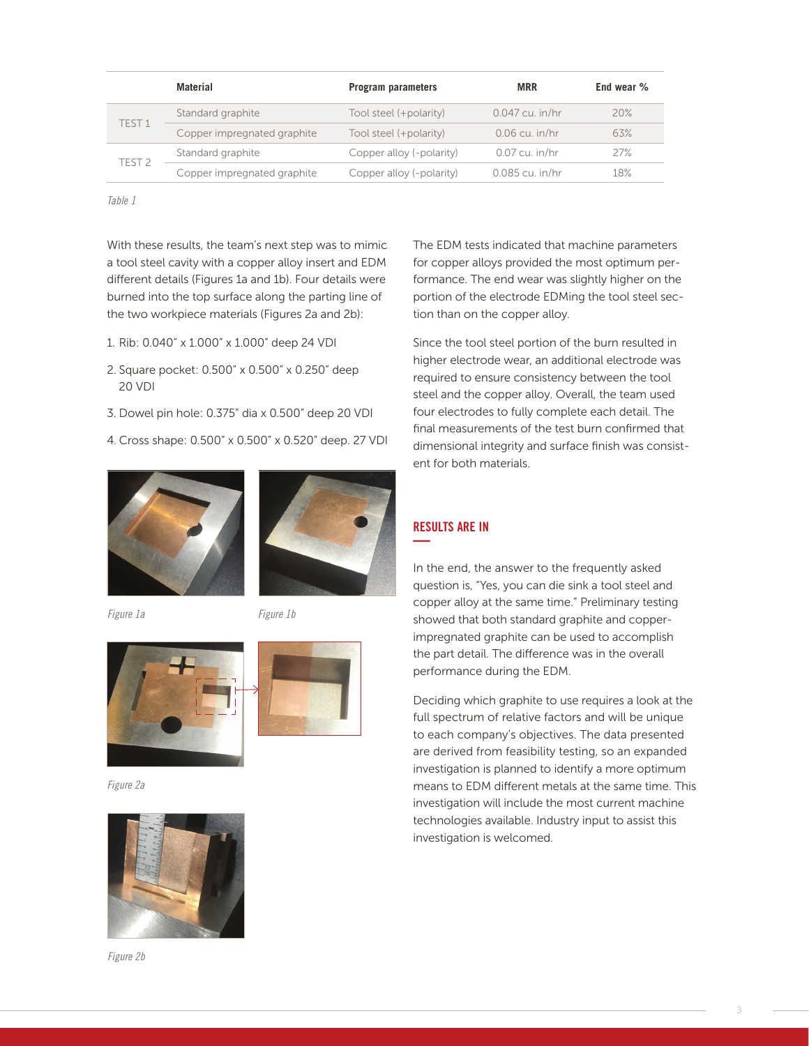| | Material | Program parameters | MRR | End wear % |
|---|---|---|---|---|
| TEST 1 | Standard graphite | Tool steel (+polarity) | 0.047 cu. in/hr | 20% |
| | Copper impregnated graphite | Tool steel (+polarity) | 0.06 cu. in/hr | 63% |
| TEST 2 | Standard graphite | Copper alloy (-polarity) | 0.07 cu. in/hr | 27% |
| | Copper impregnated graphite | Copper alloy (-polarity) | 0.085 cu. in/hr | 18% |

*Table 1*

With these results, the team's next step was to mimic a tool steel cavity with a copper alloy insert and EDM different details (Figures 1a and 1b). Four details were burned into the top surface along the parting line of the two workpiece materials (Figures 2a and 2b):

1. Rib: 0.040" x 1.000" x 1.000" deep 24 VDI
2. Square pocket: 0.500" x 0.500" x 0.250" deep 20 VDI
3. Dowel pin hole: 0.375" dia x 0.500" deep 20 VDI
4. Cross shape: 0.500" x 0.500" x 0.520" deep. 27 VDI

*Figure 1a*

*Figure 1b*

*Figure 2a*

*Figure 2b*

The EDM tests indicated that machine parameters for copper alloys provided the most optimum performance. The end wear was slightly higher on the portion of the electrode EDMing the tool steel section than on the copper alloy.

Since the tool steel portion of the burn resulted in higher electrode wear, an additional electrode was required to ensure consistency between the tool steel and the copper alloy. Overall, the team used four electrodes to fully complete each detail. The final measurements of the test burn confirmed that dimensional integrity and surface finish was consistent for both materials.

## RESULTS ARE IN

In the end, the answer to the frequently asked question is, "Yes, you can die sink a tool steel and copper alloy at the same time." Preliminary testing showed that both standard graphite and copper-impregnated graphite can be used to accomplish the part detail. The difference was in the overall performance during the EDM.

Deciding which graphite to use requires a look at the full spectrum of relative factors and will be unique to each company's objectives. The data presented are derived from feasibility testing, so an expanded investigation is planned to identify a more optimum means to EDM different metals at the same time. This investigation will include the most current machine technologies available. Industry input to assist this investigation is welcomed.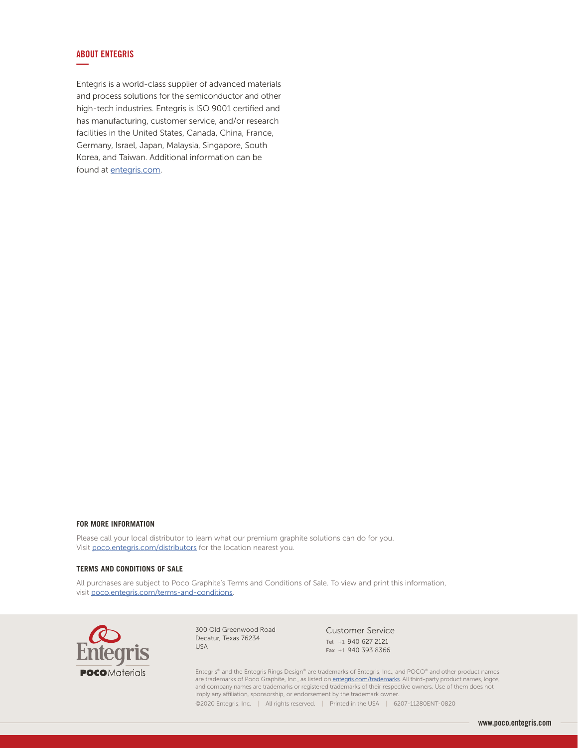## ABOUT ENTEGRIS

Entegris is a world-class supplier of advanced materials and process solutions for the semiconductor and other high-tech industries. Entegris is ISO 9001 certified and has manufacturing, customer service, and/or research facilities in the United States, Canada, China, France, Germany, Israel, Japan, Malaysia, Singapore, South Korea, and Taiwan. Additional information can be found at entegris.com.

**FOR MORE INFORMATION**

Please call your local distributor to learn what our premium graphite solutions can do for you. Visit poco.entegris.com/distributors for the location nearest you.

**TERMS AND CONDITIONS OF SALE**

All purchases are subject to Poco Graphite's Terms and Conditions of Sale. To view and print this information, visit poco.entegris.com/terms-and-conditions.

Entegris
POCO Materials

300 Old Greenwood Road
Decatur, Texas 76234
USA

Customer Service
Tel +1 940 627 2121
Fax +1 940 393 8366

Entegris® and the Entegris Rings Design® are trademarks of Entegris, Inc., and POCO® and other product names are trademarks of Poco Graphite, Inc., as listed on entegris.com/trademarks. All third-party product names, logos, and company names are trademarks or registered trademarks of their respective owners. Use of them does not imply any affiliation, sponsorship, or endorsement by the trademark owner.

©2020 Entegris, Inc. | All rights reserved. | Printed in the USA | 6207-11280ENT-0820

www.poco.entegris.com